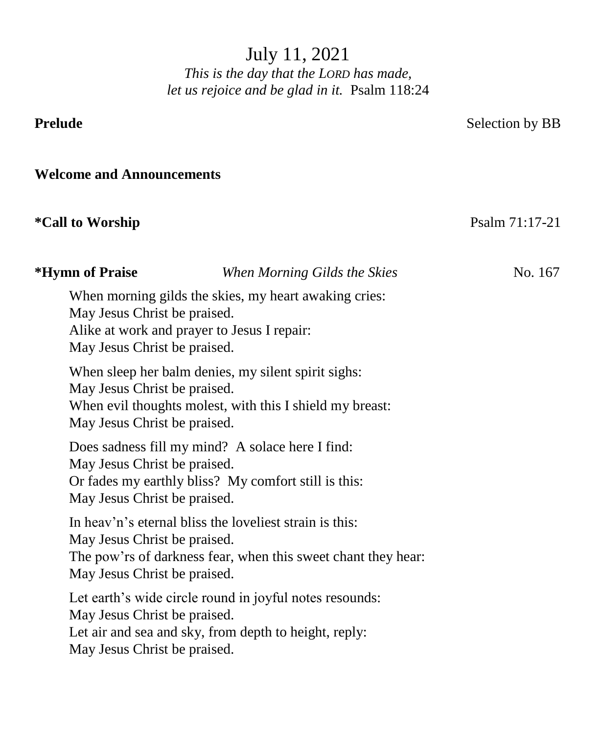# July 11, 2021

*This is the day that the LORD has made,*
*let us rejoice and be glad in it.* Psalm 118:24

**Prelude** Selection by BB

**Welcome and Announcements**

***Call to Worship** Psalm 71:17-21

***Hymn of Praise** *When Morning Gilds the Skies* No. 167

When morning gilds the skies, my heart awaking cries:
May Jesus Christ be praised.
Alike at work and prayer to Jesus I repair:
May Jesus Christ be praised.

When sleep her balm denies, my silent spirit sighs:
May Jesus Christ be praised.
When evil thoughts molest, with this I shield my breast:
May Jesus Christ be praised.

Does sadness fill my mind? A solace here I find:
May Jesus Christ be praised.
Or fades my earthly bliss? My comfort still is this:
May Jesus Christ be praised.

In heav'n's eternal bliss the loveliest strain is this:
May Jesus Christ be praised.
The pow'rs of darkness fear, when this sweet chant they hear:
May Jesus Christ be praised.

Let earth's wide circle round in joyful notes resounds:
May Jesus Christ be praised.
Let air and sea and sky, from depth to height, reply:
May Jesus Christ be praised.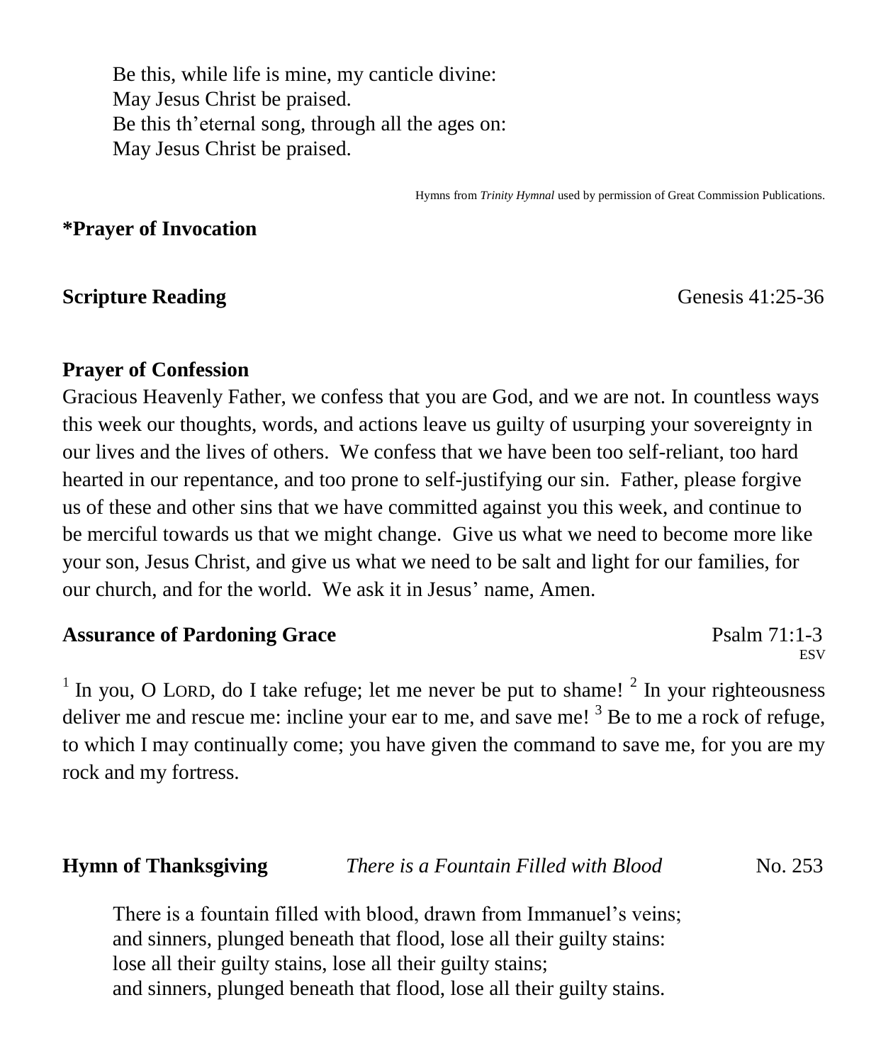Be this, while life is mine, my canticle divine:
May Jesus Christ be praised.
Be this th'eternal song, through all the ages on:
May Jesus Christ be praised.

Hymns from *Trinity Hymnal* used by permission of Great Commission Publications.

**\*Prayer of Invocation**

**Scripture Reading** Genesis 41:25-36

**Prayer of Confession**

Gracious Heavenly Father, we confess that you are God, and we are not. In countless ways this week our thoughts, words, and actions leave us guilty of usurping your sovereignty in our lives and the lives of others. We confess that we have been too self-reliant, too hard hearted in our repentance, and too prone to self-justifying our sin. Father, please forgive us of these and other sins that we have committed against you this week, and continue to be merciful towards us that we might change. Give us what we need to become more like your son, Jesus Christ, and give us what we need to be salt and light for our families, for our church, and for the world. We ask it in Jesus' name, Amen.

**Assurance of Pardoning Grace** Psalm 71:1-3 ESV

[1] In you, O LORD, do I take refuge; let me never be put to shame! [2] In your righteousness deliver me and rescue me: incline your ear to me, and save me! [3] Be to me a rock of refuge, to which I may continually come; you have given the command to save me, for you are my rock and my fortress.

**Hymn of Thanksgiving** *There is a Fountain Filled with Blood* No. 253

There is a fountain filled with blood, drawn from Immanuel's veins;
and sinners, plunged beneath that flood, lose all their guilty stains:
lose all their guilty stains, lose all their guilty stains;
and sinners, plunged beneath that flood, lose all their guilty stains.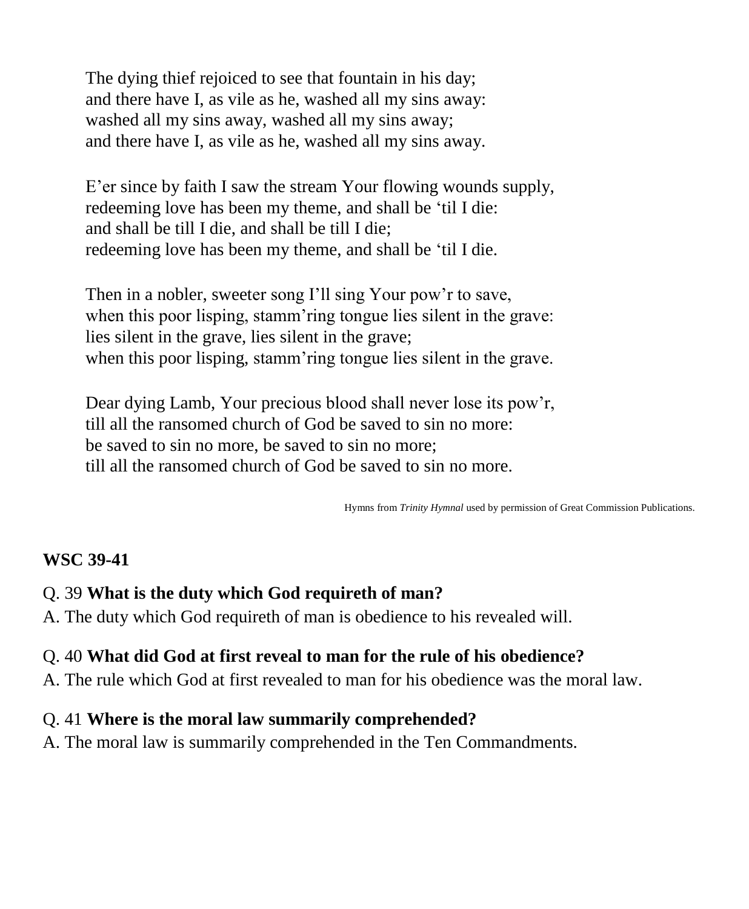The dying thief rejoiced to see that fountain in his day;
and there have I, as vile as he, washed all my sins away:
washed all my sins away, washed all my sins away;
and there have I, as vile as he, washed all my sins away.

E'er since by faith I saw the stream Your flowing wounds supply,
redeeming love has been my theme, and shall be 'til I die:
and shall be till I die, and shall be till I die;
redeeming love has been my theme, and shall be 'til I die.

Then in a nobler, sweeter song I'll sing Your pow'r to save,
when this poor lisping, stamm'ring tongue lies silent in the grave:
lies silent in the grave, lies silent in the grave;
when this poor lisping, stamm'ring tongue lies silent in the grave.

Dear dying Lamb, Your precious blood shall never lose its pow'r,
till all the ransomed church of God be saved to sin no more:
be saved to sin no more, be saved to sin no more;
till all the ransomed church of God be saved to sin no more.

Hymns from *Trinity Hymnal* used by permission of Great Commission Publications.

**WSC 39-41**

Q. 39 **What is the duty which God requireth of man?**
A. The duty which God requireth of man is obedience to his revealed will.

Q. 40 **What did God at first reveal to man for the rule of his obedience?**
A. The rule which God at first revealed to man for his obedience was the moral law.

Q. 41 **Where is the moral law summarily comprehended?**
A. The moral law is summarily comprehended in the Ten Commandments.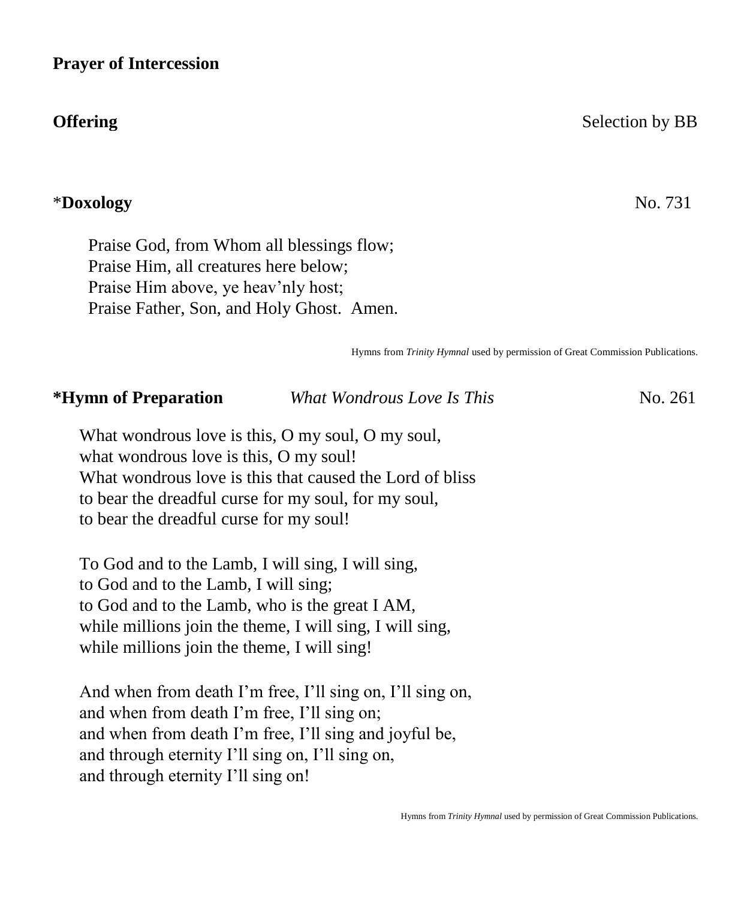**Prayer of Intercession**

**Offering** Selection by BB

*__Doxology__ No. 731

Praise God, from Whom all blessings flow;
Praise Him, all creatures here below;
Praise Him above, ye heav'nly host;
Praise Father, Son, and Holy Ghost. Amen.

Hymns from *Trinity Hymnal* used by permission of Great Commission Publications.

**\*Hymn of Preparation** *What Wondrous Love Is This* No. 261

What wondrous love is this, O my soul, O my soul,
what wondrous love is this, O my soul!
What wondrous love is this that caused the Lord of bliss
to bear the dreadful curse for my soul, for my soul,
to bear the dreadful curse for my soul!

To God and to the Lamb, I will sing, I will sing,
to God and to the Lamb, I will sing;
to God and to the Lamb, who is the great I AM,
while millions join the theme, I will sing, I will sing,
while millions join the theme, I will sing!

And when from death I'm free, I'll sing on, I'll sing on,
and when from death I'm free, I'll sing on;
and when from death I'm free, I'll sing and joyful be,
and through eternity I'll sing on, I'll sing on,
and through eternity I'll sing on!

Hymns from *Trinity Hymnal* used by permission of Great Commission Publications.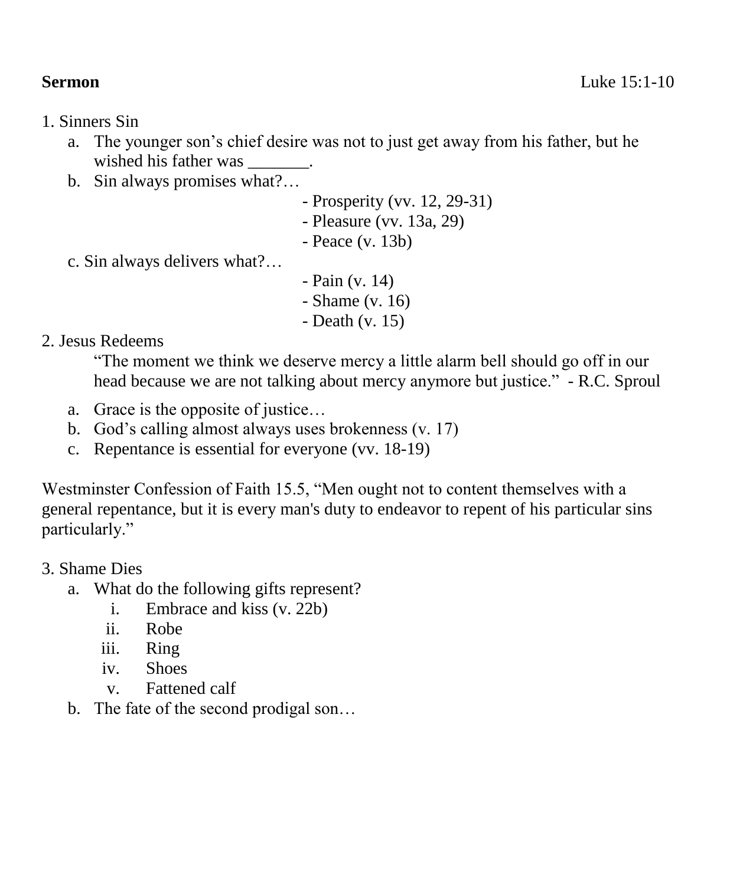**Sermon** Luke 15:1-10

1. Sinners Sin
   a. The younger son's chief desire was not to just get away from his father, but he wished his father was _______.
   b. Sin always promises what?…
      - Prosperity (vv. 12, 29-31)
      - Pleasure (vv. 13a, 29)
      - Peace (v. 13b)
   c. Sin always delivers what?…
      - Pain (v. 14)
      - Shame (v. 16)
      - Death (v. 15)

2. Jesus Redeems

   "The moment we think we deserve mercy a little alarm bell should go off in our head because we are not talking about mercy anymore but justice." - R.C. Sproul

   a. Grace is the opposite of justice…
   b. God's calling almost always uses brokenness (v. 17)
   c. Repentance is essential for everyone (vv. 18-19)

Westminster Confession of Faith 15.5, "Men ought not to content themselves with a general repentance, but it is every man's duty to endeavor to repent of his particular sins particularly."

3. Shame Dies
   a. What do the following gifts represent?
      i. Embrace and kiss (v. 22b)
      ii. Robe
      iii. Ring
      iv. Shoes
      v. Fattened calf
   b. The fate of the second prodigal son…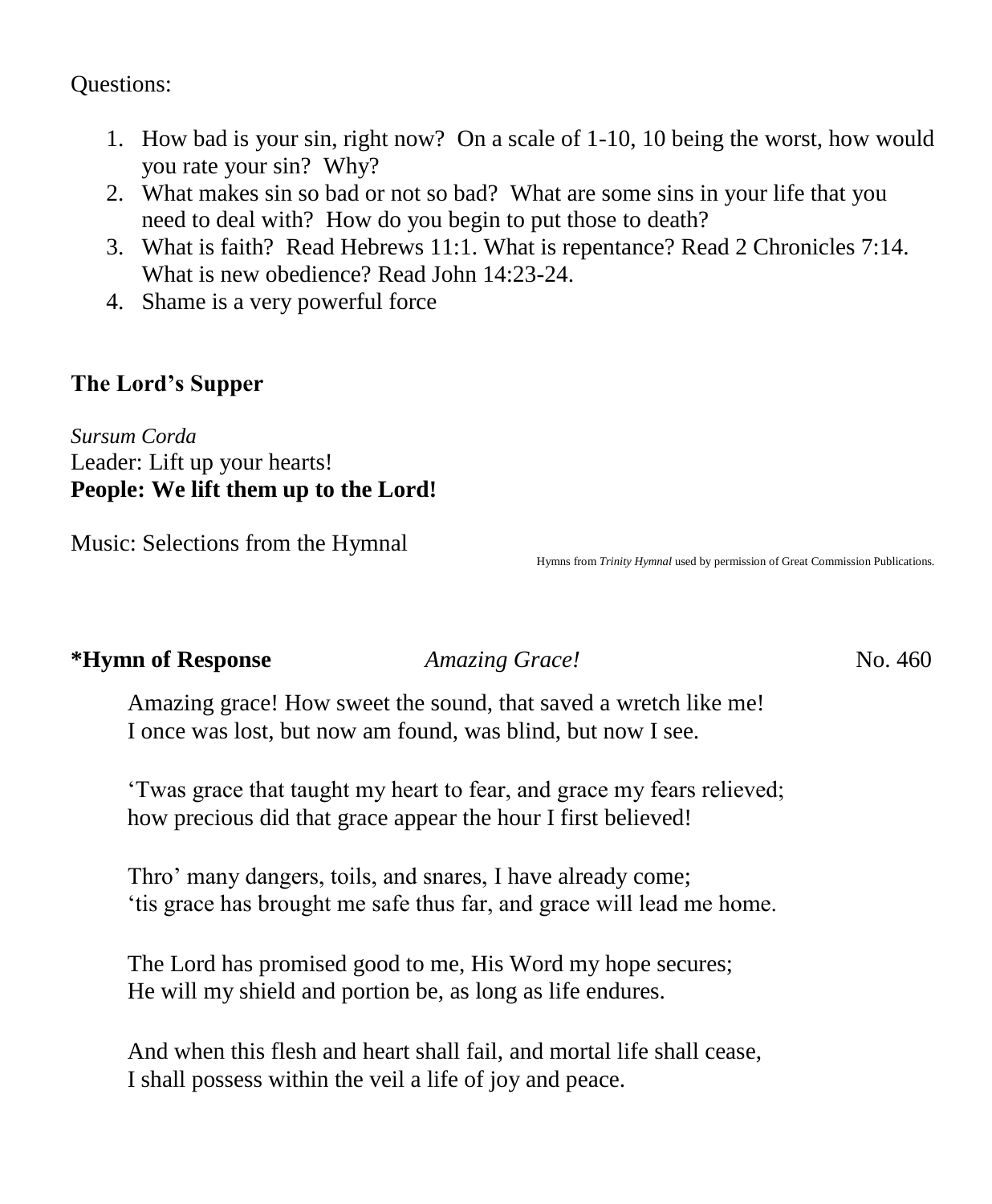Questions:

1. How bad is your sin, right now? On a scale of 1-10, 10 being the worst, how would you rate your sin? Why?
2. What makes sin so bad or not so bad? What are some sins in your life that you need to deal with? How do you begin to put those to death?
3. What is faith? Read Hebrews 11:1. What is repentance? Read 2 Chronicles 7:14. What is new obedience? Read John 14:23-24.
4. Shame is a very powerful force

## The Lord's Supper

*Sursum Corda*
Leader: Lift up your hearts!
**People: We lift them up to the Lord!**

Music: Selections from the Hymnal

Hymns from *Trinity Hymnal* used by permission of Great Commission Publications.

**\*Hymn of Response** *Amazing Grace!* No. 460

Amazing grace! How sweet the sound, that saved a wretch like me!
I once was lost, but now am found, was blind, but now I see.

'Twas grace that taught my heart to fear, and grace my fears relieved;
how precious did that grace appear the hour I first believed!

Thro' many dangers, toils, and snares, I have already come;
'tis grace has brought me safe thus far, and grace will lead me home.

The Lord has promised good to me, His Word my hope secures;
He will my shield and portion be, as long as life endures.

And when this flesh and heart shall fail, and mortal life shall cease,
I shall possess within the veil a life of joy and peace.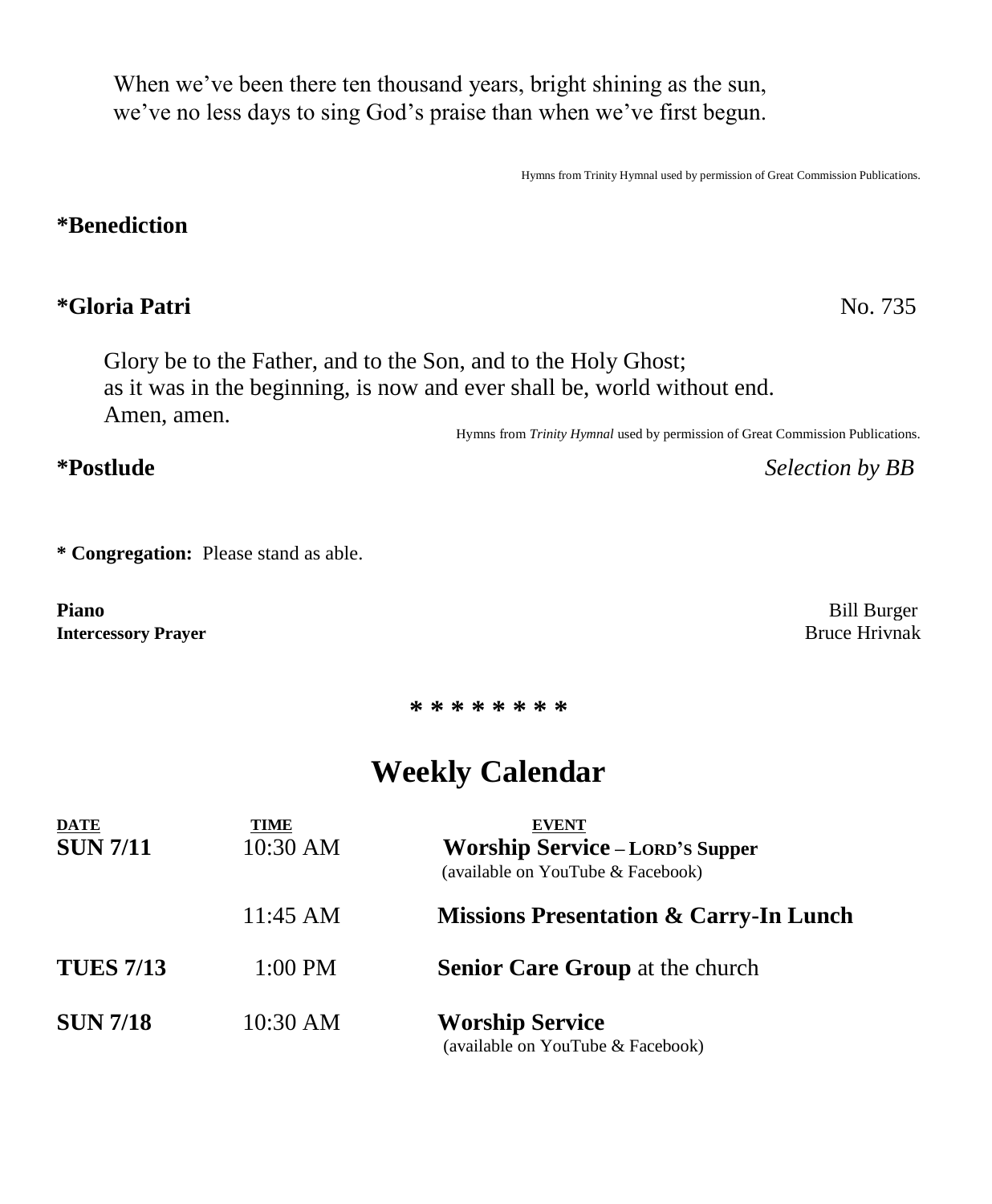When we've been there ten thousand years, bright shining as the sun,
we've no less days to sing God's praise than when we've first begun.

Hymns from Trinity Hymnal used by permission of Great Commission Publications.

**\*Benediction**

**\*Gloria Patri** No. 735

Glory be to the Father, and to the Son, and to the Holy Ghost;
as it was in the beginning, is now and ever shall be, world without end.
Amen, amen.

Hymns from *Trinity Hymnal* used by permission of Great Commission Publications.

**\*Postlude** *Selection by BB*

**\* Congregation:** Please stand as able.

**Piano** Bill Burger
**Intercessory Prayer** Bruce Hrivnak

\* \* \* \* \* \* \* \*

# Weekly Calendar

| DATE | TIME | EVENT |
| --- | --- | --- |
| **SUN 7/11** | 10:30 AM | **Worship Service – LORD'S Supper** (available on YouTube & Facebook) |
| | 11:45 AM | **Missions Presentation & Carry-In Lunch** |
| **TUES 7/13** | 1:00 PM | **Senior Care Group** at the church |
| **SUN 7/18** | 10:30 AM | **Worship Service** (available on YouTube & Facebook) |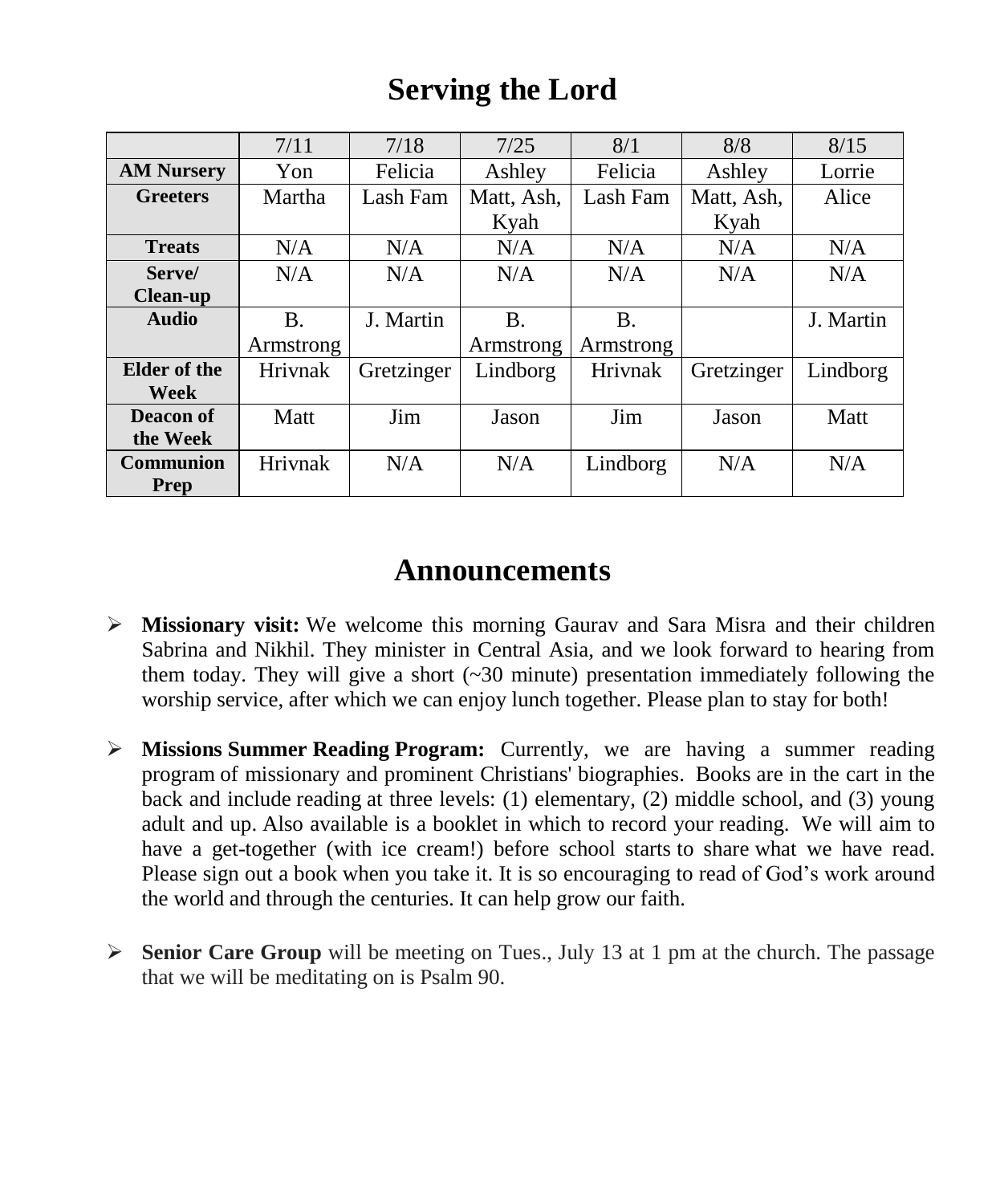# Serving the Lord

| | 7/11 | 7/18 | 7/25 | 8/1 | 8/8 | 8/15 |
|---|---|---|---|---|---|---|
| **AM Nursery** | Yon | Felicia | Ashley | Felicia | Ashley | Lorrie |
| **Greeters** | Martha | Lash Fam | Matt, Ash, Kyah | Lash Fam | Matt, Ash, Kyah | Alice |
| **Treats** | N/A | N/A | N/A | N/A | N/A | N/A |
| **Serve/ Clean-up** | N/A | N/A | N/A | N/A | N/A | N/A |
| **Audio** | B. Armstrong | J. Martin | B. Armstrong | B. Armstrong | | J. Martin |
| **Elder of the Week** | Hrivnak | Gretzinger | Lindborg | Hrivnak | Gretzinger | Lindborg |
| **Deacon of the Week** | Matt | Jim | Jason | Jim | Jason | Matt |
| **Communion Prep** | Hrivnak | N/A | N/A | Lindborg | N/A | N/A |

# Announcements

- **Missionary visit:** We welcome this morning Gaurav and Sara Misra and their children Sabrina and Nikhil. They minister in Central Asia, and we look forward to hearing from them today. They will give a short (~30 minute) presentation immediately following the worship service, after which we can enjoy lunch together. Please plan to stay for both!

- **Missions Summer Reading Program:** Currently, we are having a summer reading program of missionary and prominent Christians' biographies. Books are in the cart in the back and include reading at three levels: (1) elementary, (2) middle school, and (3) young adult and up. Also available is a booklet in which to record your reading. We will aim to have a get-together (with ice cream!) before school starts to share what we have read. Please sign out a book when you take it. It is so encouraging to read of God's work around the world and through the centuries. It can help grow our faith.

- **Senior Care Group** will be meeting on Tues., July 13 at 1 pm at the church. The passage that we will be meditating on is Psalm 90.